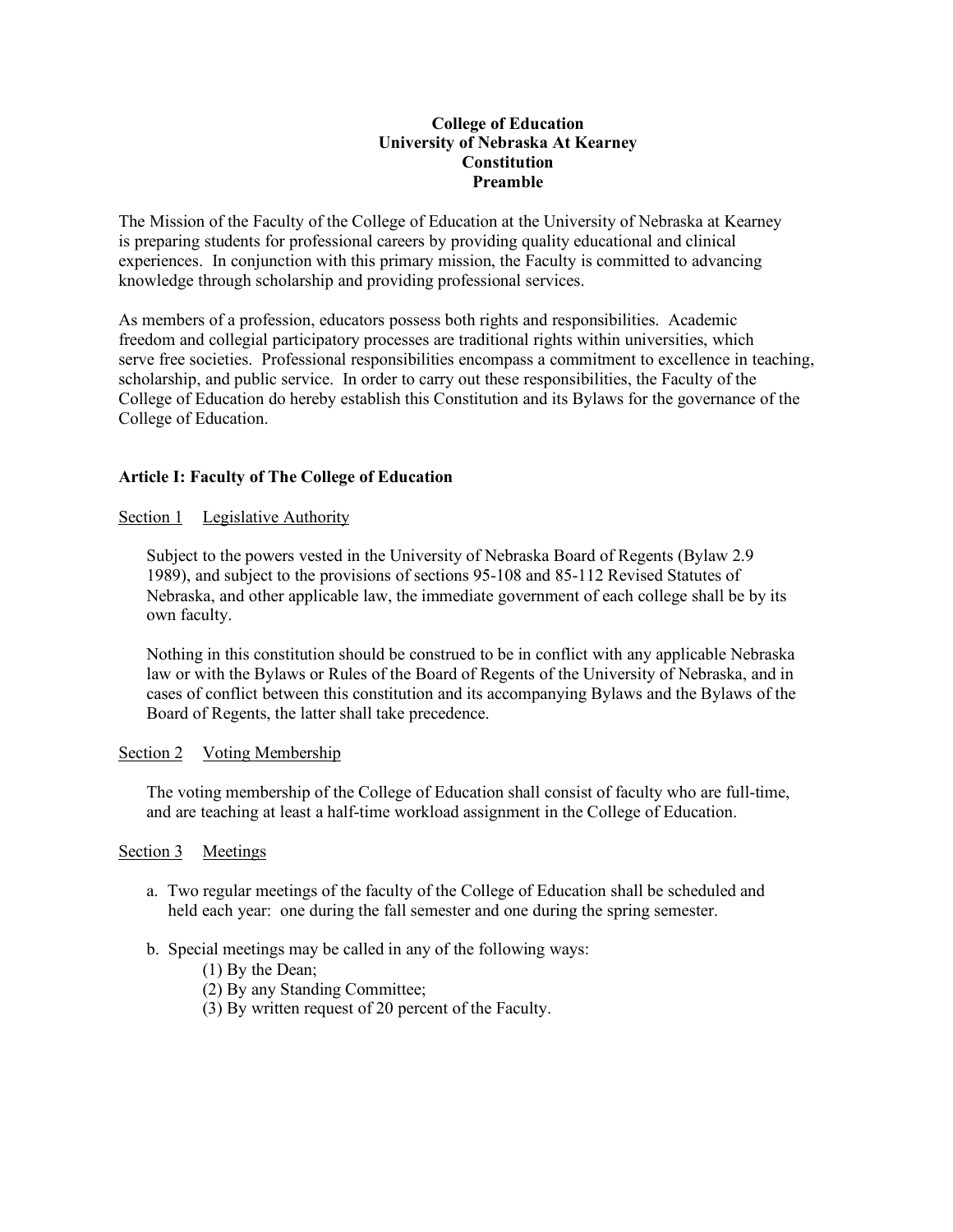# College of Education
# University of Nebraska At Kearney
# Constitution
## Preamble

The Mission of the Faculty of the College of Education at the University of Nebraska at Kearney is preparing students for professional careers by providing quality educational and clinical experiences. In conjunction with this primary mission, the Faculty is committed to advancing knowledge through scholarship and providing professional services.

As members of a profession, educators possess both rights and responsibilities. Academic freedom and collegial participatory processes are traditional rights within universities, which serve free societies. Professional responsibilities encompass a commitment to excellence in teaching, scholarship, and public service. In order to carry out these responsibilities, the Faculty of the College of Education do hereby establish this Constitution and its Bylaws for the governance of the College of Education.

### Article I: Faculty of The College of Education

Section 1 Legislative Authority

Subject to the powers vested in the University of Nebraska Board of Regents (Bylaw 2.9 1989), and subject to the provisions of sections 95-108 and 85-112 Revised Statutes of Nebraska, and other applicable law, the immediate government of each college shall be by its own faculty.

Nothing in this constitution should be construed to be in conflict with any applicable Nebraska law or with the Bylaws or Rules of the Board of Regents of the University of Nebraska, and in cases of conflict between this constitution and its accompanying Bylaws and the Bylaws of the Board of Regents, the latter shall take precedence.

Section 2 Voting Membership

The voting membership of the College of Education shall consist of faculty who are full-time, and are teaching at least a half-time workload assignment in the College of Education.

Section 3 Meetings

a. Two regular meetings of the faculty of the College of Education shall be scheduled and held each year: one during the fall semester and one during the spring semester.

b. Special meetings may be called in any of the following ways:
   (1) By the Dean;
   (2) By any Standing Committee;
   (3) By written request of 20 percent of the Faculty.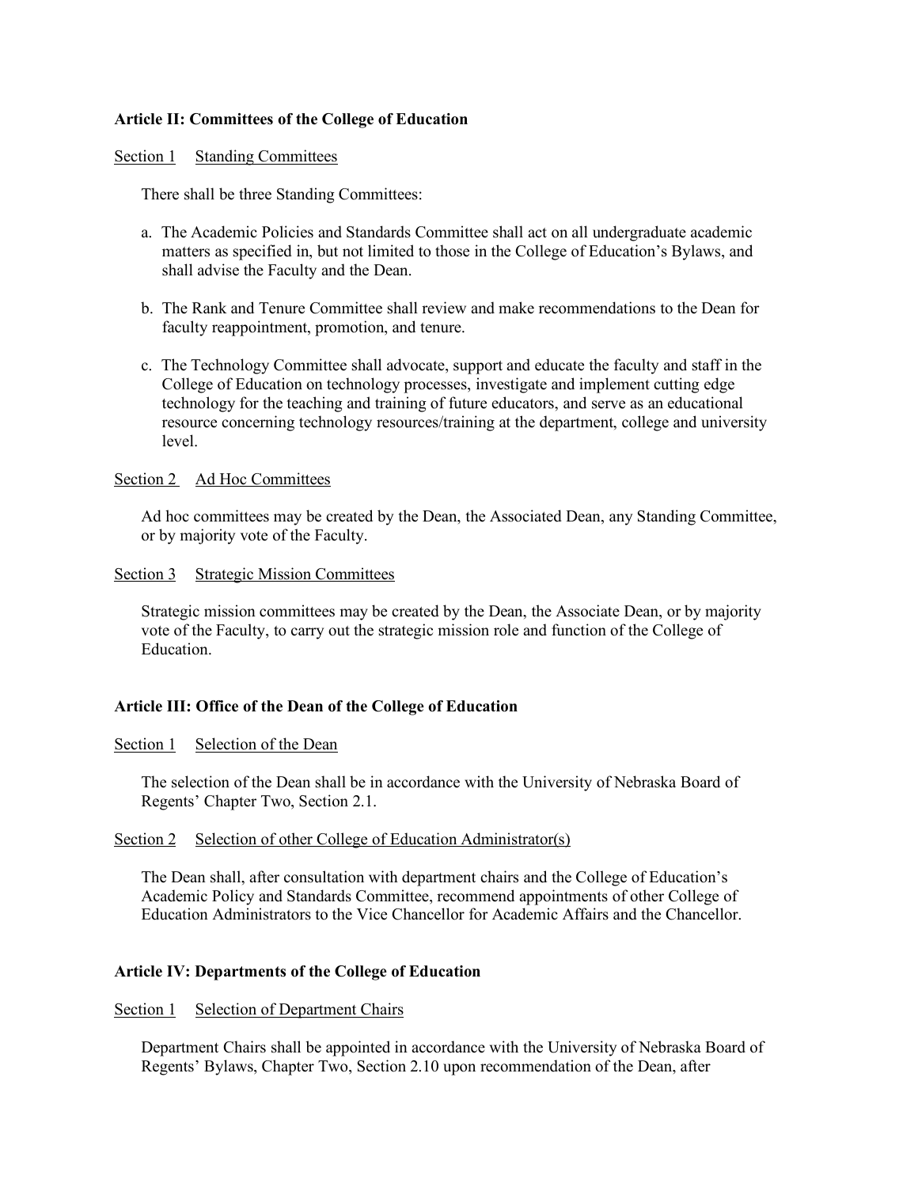**Article II: Committees of the College of Education**

Section 1 Standing Committees

There shall be three Standing Committees:

a. The Academic Policies and Standards Committee shall act on all undergraduate academic matters as specified in, but not limited to those in the College of Education's Bylaws, and shall advise the Faculty and the Dean.

b. The Rank and Tenure Committee shall review and make recommendations to the Dean for faculty reappointment, promotion, and tenure.

c. The Technology Committee shall advocate, support and educate the faculty and staff in the College of Education on technology processes, investigate and implement cutting edge technology for the teaching and training of future educators, and serve as an educational resource concerning technology resources/training at the department, college and university level.

Section 2 Ad Hoc Committees

Ad hoc committees may be created by the Dean, the Associated Dean, any Standing Committee, or by majority vote of the Faculty.

Section 3 Strategic Mission Committees

Strategic mission committees may be created by the Dean, the Associate Dean, or by majority vote of the Faculty, to carry out the strategic mission role and function of the College of Education.

**Article III: Office of the Dean of the College of Education**

Section 1 Selection of the Dean

The selection of the Dean shall be in accordance with the University of Nebraska Board of Regents' Chapter Two, Section 2.1.

Section 2 Selection of other College of Education Administrator(s)

The Dean shall, after consultation with department chairs and the College of Education's Academic Policy and Standards Committee, recommend appointments of other College of Education Administrators to the Vice Chancellor for Academic Affairs and the Chancellor.

**Article IV: Departments of the College of Education**

Section 1 Selection of Department Chairs

Department Chairs shall be appointed in accordance with the University of Nebraska Board of Regents' Bylaws, Chapter Two, Section 2.10 upon recommendation of the Dean, after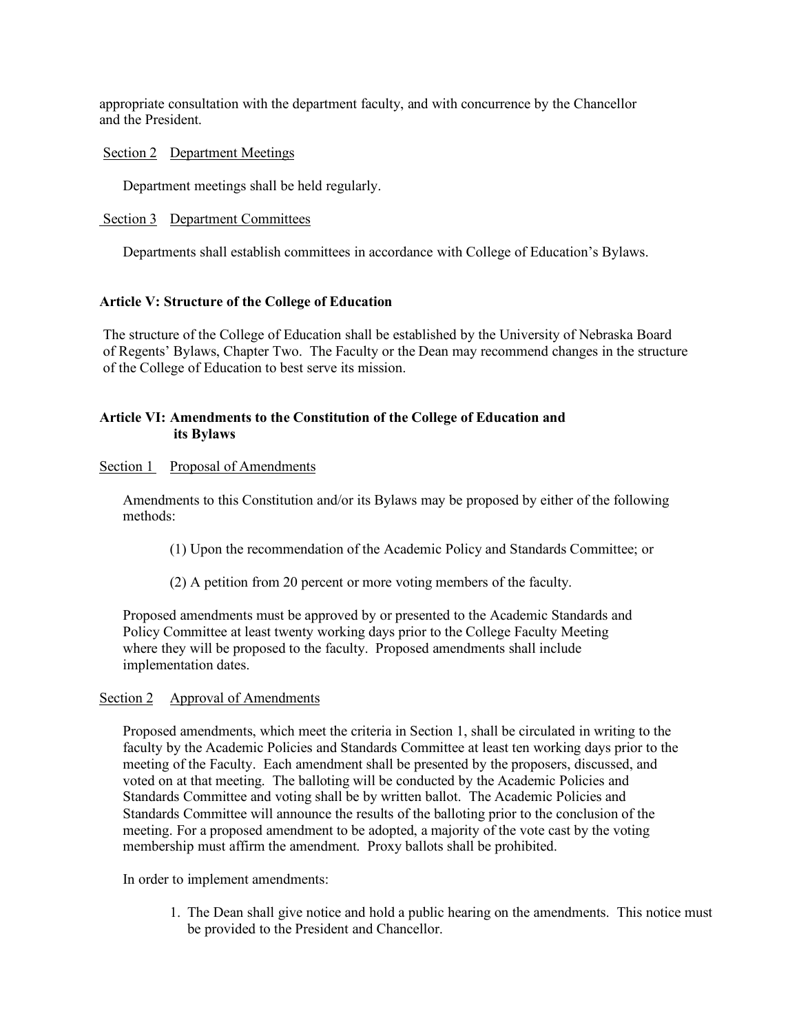appropriate consultation with the department faculty, and with concurrence by the Chancellor and the President.

Section 2 Department Meetings

Department meetings shall be held regularly.

Section 3 Department Committees

Departments shall establish committees in accordance with College of Education's Bylaws.

**Article V: Structure of the College of Education**

The structure of the College of Education shall be established by the University of Nebraska Board of Regents' Bylaws, Chapter Two. The Faculty or the Dean may recommend changes in the structure of the College of Education to best serve its mission.

**Article VI: Amendments to the Constitution of the College of Education and its Bylaws**

Section 1 Proposal of Amendments

Amendments to this Constitution and/or its Bylaws may be proposed by either of the following methods:

(1) Upon the recommendation of the Academic Policy and Standards Committee; or

(2) A petition from 20 percent or more voting members of the faculty.

Proposed amendments must be approved by or presented to the Academic Standards and Policy Committee at least twenty working days prior to the College Faculty Meeting where they will be proposed to the faculty. Proposed amendments shall include implementation dates.

Section 2 Approval of Amendments

Proposed amendments, which meet the criteria in Section 1, shall be circulated in writing to the faculty by the Academic Policies and Standards Committee at least ten working days prior to the meeting of the Faculty. Each amendment shall be presented by the proposers, discussed, and voted on at that meeting. The balloting will be conducted by the Academic Policies and Standards Committee and voting shall be by written ballot. The Academic Policies and Standards Committee will announce the results of the balloting prior to the conclusion of the meeting. For a proposed amendment to be adopted, a majority of the vote cast by the voting membership must affirm the amendment. Proxy ballots shall be prohibited.

In order to implement amendments:

1. The Dean shall give notice and hold a public hearing on the amendments. This notice must be provided to the President and Chancellor.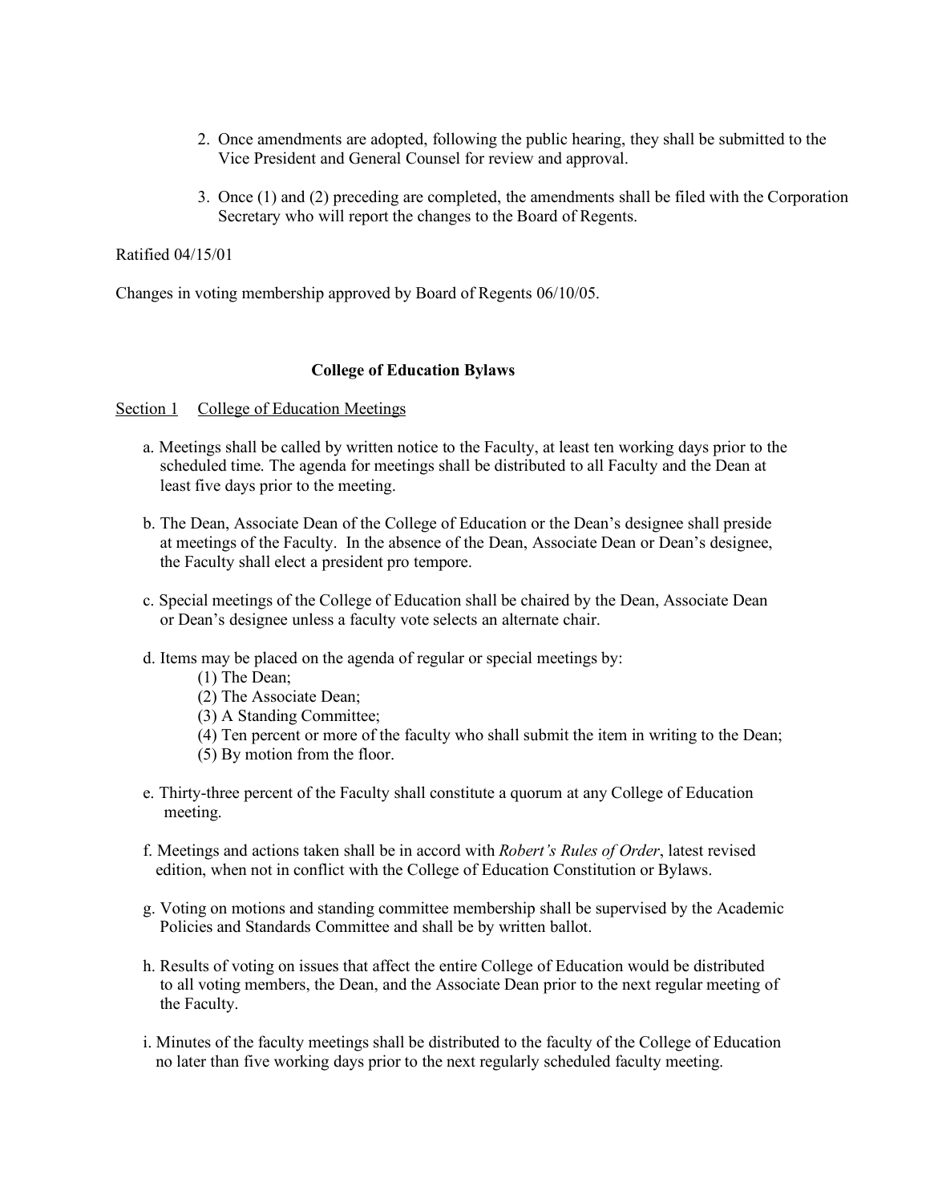2. Once amendments are adopted, following the public hearing, they shall be submitted to the Vice President and General Counsel for review and approval.

3. Once (1) and (2) preceding are completed, the amendments shall be filed with the Corporation Secretary who will report the changes to the Board of Regents.

Ratified 04/15/01

Changes in voting membership approved by Board of Regents 06/10/05.

## College of Education Bylaws

Section 1 College of Education Meetings

a. Meetings shall be called by written notice to the Faculty, at least ten working days prior to the scheduled time. The agenda for meetings shall be distributed to all Faculty and the Dean at least five days prior to the meeting.

b. The Dean, Associate Dean of the College of Education or the Dean's designee shall preside at meetings of the Faculty. In the absence of the Dean, Associate Dean or Dean's designee, the Faculty shall elect a president pro tempore.

c. Special meetings of the College of Education shall be chaired by the Dean, Associate Dean or Dean's designee unless a faculty vote selects an alternate chair.

d. Items may be placed on the agenda of regular or special meetings by:
   (1) The Dean;
   (2) The Associate Dean;
   (3) A Standing Committee;
   (4) Ten percent or more of the faculty who shall submit the item in writing to the Dean;
   (5) By motion from the floor.

e. Thirty-three percent of the Faculty shall constitute a quorum at any College of Education meeting.

f. Meetings and actions taken shall be in accord with *Robert's Rules of Order*, latest revised edition, when not in conflict with the College of Education Constitution or Bylaws.

g. Voting on motions and standing committee membership shall be supervised by the Academic Policies and Standards Committee and shall be by written ballot.

h. Results of voting on issues that affect the entire College of Education would be distributed to all voting members, the Dean, and the Associate Dean prior to the next regular meeting of the Faculty.

i. Minutes of the faculty meetings shall be distributed to the faculty of the College of Education no later than five working days prior to the next regularly scheduled faculty meeting.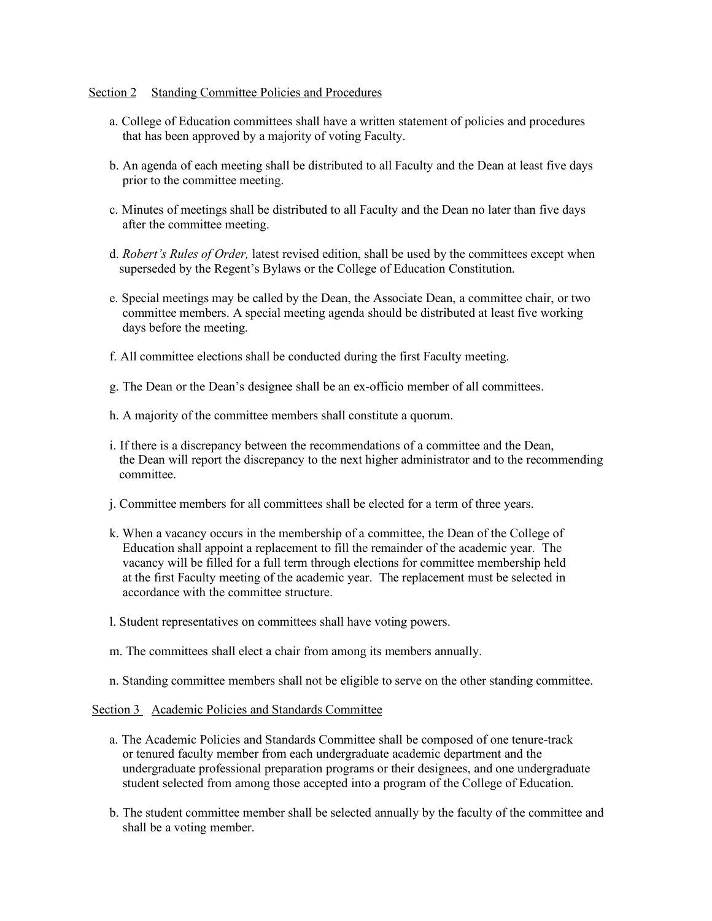Section 2 Standing Committee Policies and Procedures

a. College of Education committees shall have a written statement of policies and procedures that has been approved by a majority of voting Faculty.

b. An agenda of each meeting shall be distributed to all Faculty and the Dean at least five days prior to the committee meeting.

c. Minutes of meetings shall be distributed to all Faculty and the Dean no later than five days after the committee meeting.

d. *Robert's Rules of Order,* latest revised edition, shall be used by the committees except when superseded by the Regent's Bylaws or the College of Education Constitution.

e. Special meetings may be called by the Dean, the Associate Dean, a committee chair, or two committee members. A special meeting agenda should be distributed at least five working days before the meeting.

f. All committee elections shall be conducted during the first Faculty meeting.

g. The Dean or the Dean's designee shall be an ex-officio member of all committees.

h. A majority of the committee members shall constitute a quorum.

i. If there is a discrepancy between the recommendations of a committee and the Dean, the Dean will report the discrepancy to the next higher administrator and to the recommending committee.

j. Committee members for all committees shall be elected for a term of three years.

k. When a vacancy occurs in the membership of a committee, the Dean of the College of Education shall appoint a replacement to fill the remainder of the academic year. The vacancy will be filled for a full term through elections for committee membership held at the first Faculty meeting of the academic year. The replacement must be selected in accordance with the committee structure.

l. Student representatives on committees shall have voting powers.

m. The committees shall elect a chair from among its members annually.

n. Standing committee members shall not be eligible to serve on the other standing committee.

Section 3 Academic Policies and Standards Committee

a. The Academic Policies and Standards Committee shall be composed of one tenure-track or tenured faculty member from each undergraduate academic department and the undergraduate professional preparation programs or their designees, and one undergraduate student selected from among those accepted into a program of the College of Education.

b. The student committee member shall be selected annually by the faculty of the committee and shall be a voting member.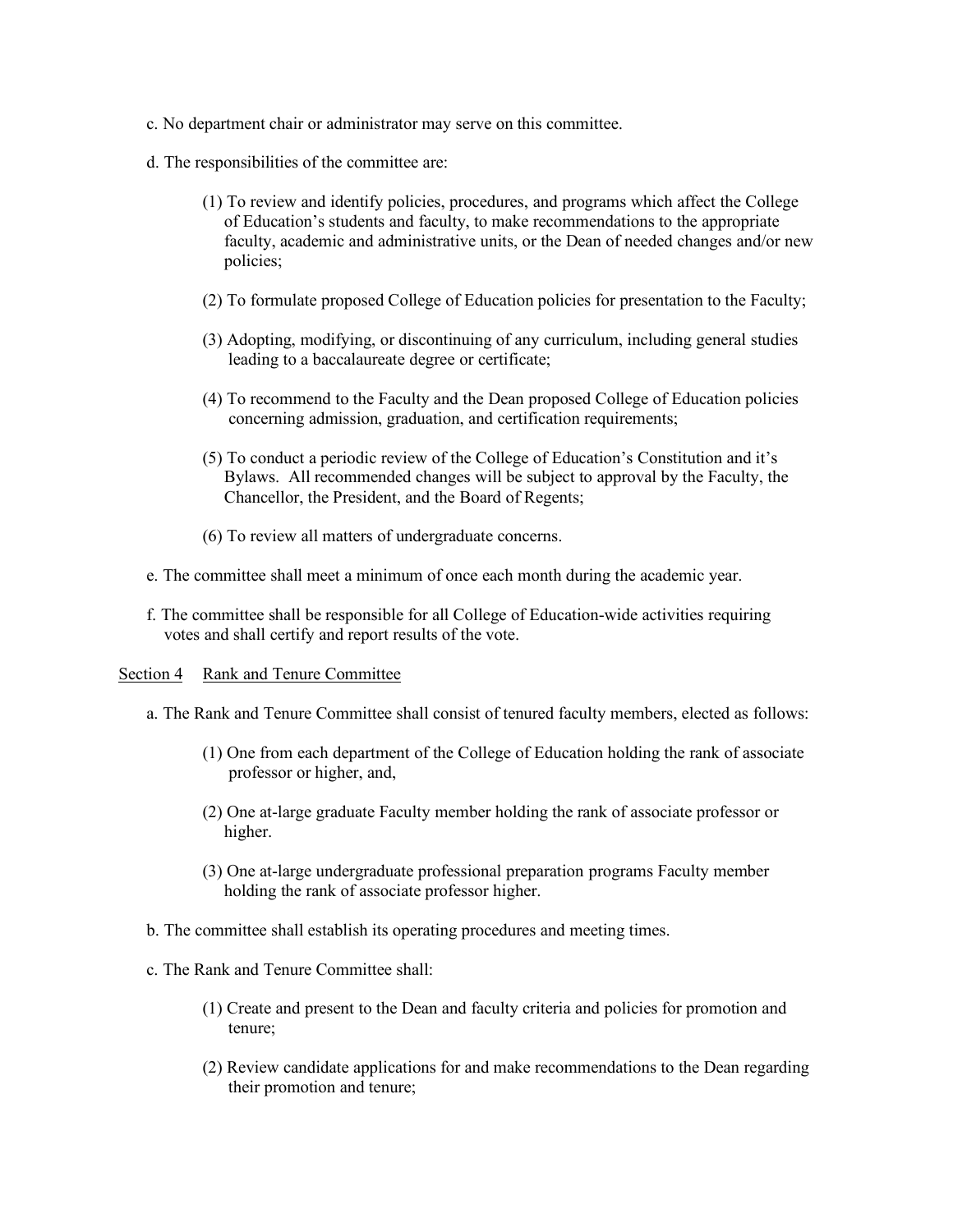c. No department chair or administrator may serve on this committee.

d. The responsibilities of the committee are:

(1) To review and identify policies, procedures, and programs which affect the College of Education's students and faculty, to make recommendations to the appropriate faculty, academic and administrative units, or the Dean of needed changes and/or new policies;

(2) To formulate proposed College of Education policies for presentation to the Faculty;

(3) Adopting, modifying, or discontinuing of any curriculum, including general studies leading to a baccalaureate degree or certificate;

(4) To recommend to the Faculty and the Dean proposed College of Education policies concerning admission, graduation, and certification requirements;

(5) To conduct a periodic review of the College of Education's Constitution and it's Bylaws. All recommended changes will be subject to approval by the Faculty, the Chancellor, the President, and the Board of Regents;

(6) To review all matters of undergraduate concerns.

e. The committee shall meet a minimum of once each month during the academic year.

f. The committee shall be responsible for all College of Education-wide activities requiring votes and shall certify and report results of the vote.

<u>Section 4 Rank and Tenure Committee</u>

a. The Rank and Tenure Committee shall consist of tenured faculty members, elected as follows:

(1) One from each department of the College of Education holding the rank of associate professor or higher, and,

(2) One at-large graduate Faculty member holding the rank of associate professor or higher.

(3) One at-large undergraduate professional preparation programs Faculty member holding the rank of associate professor higher.

b. The committee shall establish its operating procedures and meeting times.

c. The Rank and Tenure Committee shall:

(1) Create and present to the Dean and faculty criteria and policies for promotion and tenure;

(2) Review candidate applications for and make recommendations to the Dean regarding their promotion and tenure;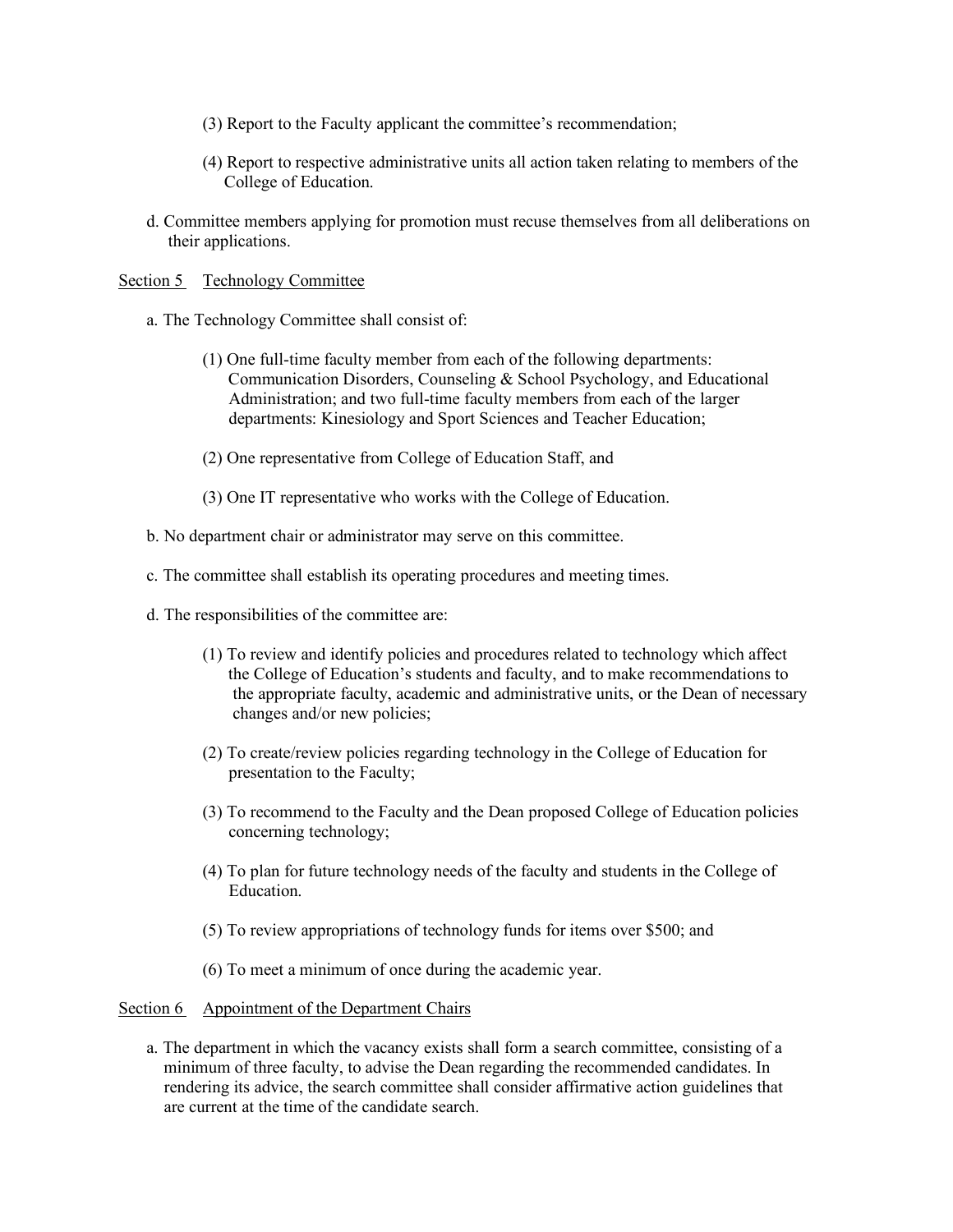(3) Report to the Faculty applicant the committee's recommendation;

(4) Report to respective administrative units all action taken relating to members of the College of Education.

d. Committee members applying for promotion must recuse themselves from all deliberations on their applications.

<u>Section 5 Technology Committee</u>

a. The Technology Committee shall consist of:

(1) One full-time faculty member from each of the following departments: Communication Disorders, Counseling & School Psychology, and Educational Administration; and two full-time faculty members from each of the larger departments: Kinesiology and Sport Sciences and Teacher Education;

(2) One representative from College of Education Staff, and

(3) One IT representative who works with the College of Education.

b. No department chair or administrator may serve on this committee.

c. The committee shall establish its operating procedures and meeting times.

d. The responsibilities of the committee are:

(1) To review and identify policies and procedures related to technology which affect the College of Education's students and faculty, and to make recommendations to the appropriate faculty, academic and administrative units, or the Dean of necessary changes and/or new policies;

(2) To create/review policies regarding technology in the College of Education for presentation to the Faculty;

(3) To recommend to the Faculty and the Dean proposed College of Education policies concerning technology;

(4) To plan for future technology needs of the faculty and students in the College of Education.

(5) To review appropriations of technology funds for items over $500; and

(6) To meet a minimum of once during the academic year.

<u>Section 6 Appointment of the Department Chairs</u>

a. The department in which the vacancy exists shall form a search committee, consisting of a minimum of three faculty, to advise the Dean regarding the recommended candidates. In rendering its advice, the search committee shall consider affirmative action guidelines that are current at the time of the candidate search.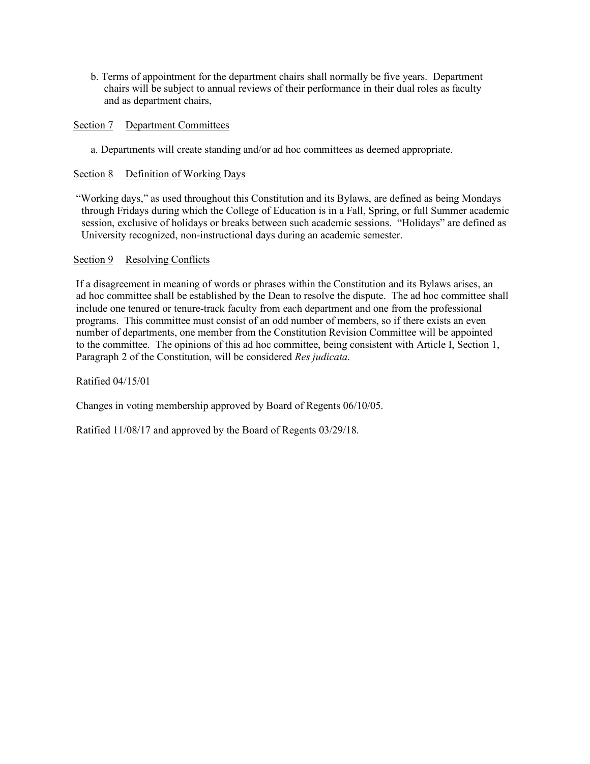b. Terms of appointment for the department chairs shall normally be five years. Department chairs will be subject to annual reviews of their performance in their dual roles as faculty and as department chairs,

Section 7 Department Committees

a. Departments will create standing and/or ad hoc committees as deemed appropriate.

Section 8 Definition of Working Days

"Working days," as used throughout this Constitution and its Bylaws, are defined as being Mondays through Fridays during which the College of Education is in a Fall, Spring, or full Summer academic session, exclusive of holidays or breaks between such academic sessions. "Holidays" are defined as University recognized, non-instructional days during an academic semester.

Section 9 Resolving Conflicts

If a disagreement in meaning of words or phrases within the Constitution and its Bylaws arises, an ad hoc committee shall be established by the Dean to resolve the dispute. The ad hoc committee shall include one tenured or tenure-track faculty from each department and one from the professional programs. This committee must consist of an odd number of members, so if there exists an even number of departments, one member from the Constitution Revision Committee will be appointed to the committee. The opinions of this ad hoc committee, being consistent with Article I, Section 1, Paragraph 2 of the Constitution, will be considered *Res judicata*.

Ratified 04/15/01

Changes in voting membership approved by Board of Regents 06/10/05.

Ratified 11/08/17 and approved by the Board of Regents 03/29/18.